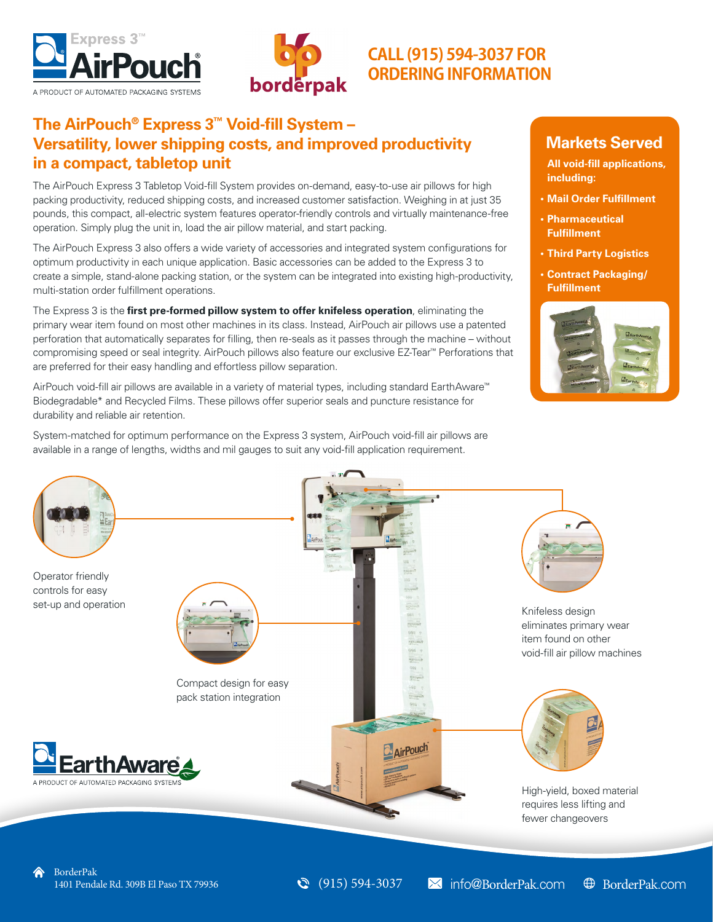Express 3™ AirPouch®

A PRODUCT OF AUTOMATED PACKAGING SYSTEMS

borderpak

## CALL (915) 594-3037 FOR ORDERING INFORMATION

# The AirPouch® Express 3™ Void-fill System – Versatility, lower shipping costs, and improved productivity in a compact, tabletop unit

The AirPouch Express 3 Tabletop Void-fill System provides on-demand, easy-to-use air pillows for high packing productivity, reduced shipping costs, and increased customer satisfaction. Weighing in at just 35 pounds, this compact, all-electric system features operator-friendly controls and virtually maintenance-free operation. Simply plug the unit in, load the air pillow material, and start packing.

The AirPouch Express 3 also offers a wide variety of accessories and integrated system configurations for optimum productivity in each unique application. Basic accessories can be added to the Express 3 to create a simple, stand-alone packing station, or the system can be integrated into existing high-productivity, multi-station order fulfillment operations.

The Express 3 is the **first pre-formed pillow system to offer knifeless operation**, eliminating the primary wear item found on most other machines in its class. Instead, AirPouch air pillows use a patented perforation that automatically separates for filling, then re-seals as it passes through the machine – without compromising speed or seal integrity. AirPouch pillows also feature our exclusive EZ-Tear™ Perforations that are preferred for their easy handling and effortless pillow separation.

AirPouch void-fill air pillows are available in a variety of material types, including standard EarthAware™ Biodegradable* and Recycled Films. These pillows offer superior seals and puncture resistance for durability and reliable air retention.

System-matched for optimum performance on the Express 3 system, AirPouch void-fill air pillows are available in a range of lengths, widths and mil gauges to suit any void-fill application requirement.

## Markets Served

**All void-fill applications, including:**

- **Mail Order Fulfillment**
- **Pharmaceutical Fulfillment**
- **Third Party Logistics**
- **Contract Packaging/ Fulfillment**

Operator friendly controls for easy set-up and operation

Compact design for easy pack station integration

Knifeless design eliminates primary wear item found on other void-fill air pillow machines

High-yield, boxed material requires less lifting and fewer changeovers

EarthAware®

A PRODUCT OF AUTOMATED PACKAGING SYSTEMS

BorderPak
1401 Pendale Rd. 309B El Paso TX 79936

(915) 594-3037

info@BorderPak.com

BorderPak.com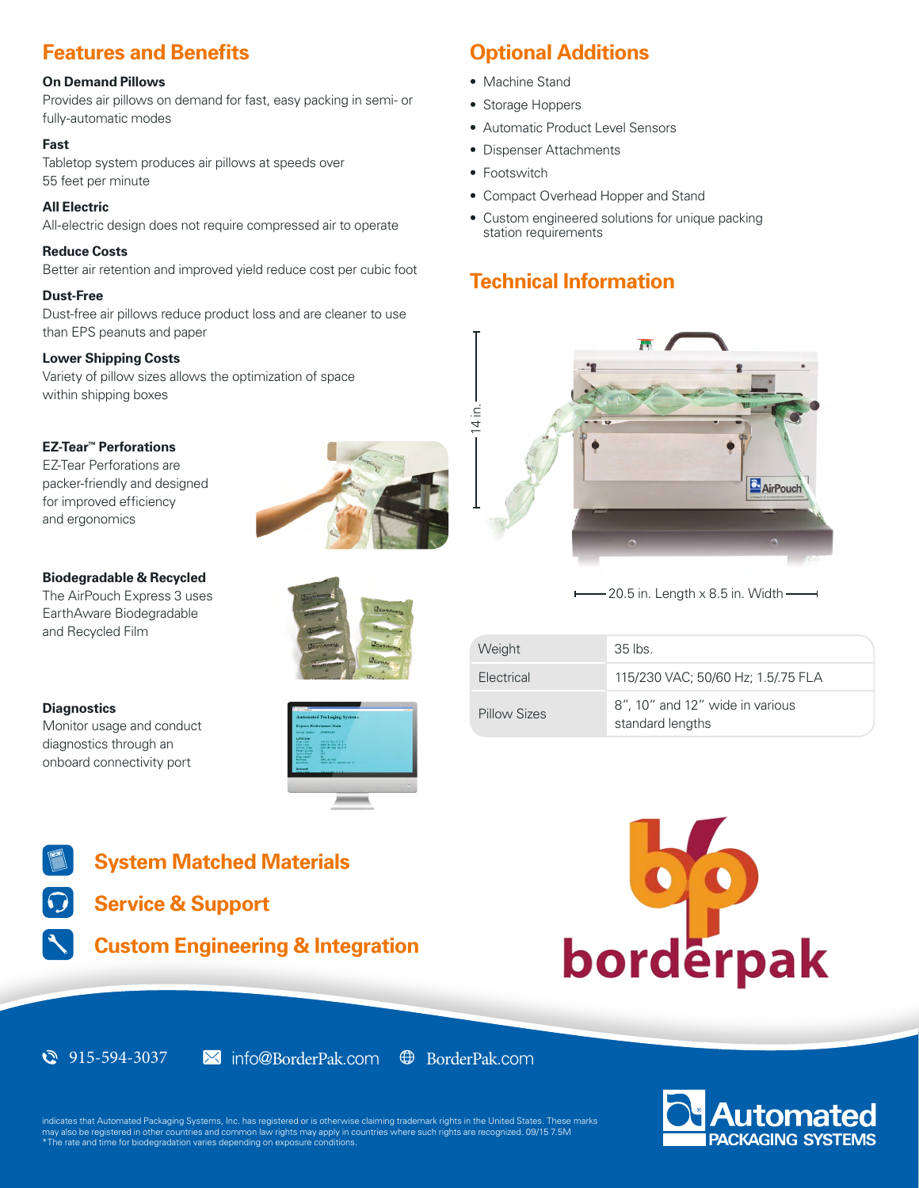## Features and Benefits

**On Demand Pillows**
Provides air pillows on demand for fast, easy packing in semi- or fully-automatic modes

**Fast**
Tabletop system produces air pillows at speeds over 55 feet per minute

**All Electric**
All-electric design does not require compressed air to operate

**Reduce Costs**
Better air retention and improved yield reduce cost per cubic foot

**Dust-Free**
Dust-free air pillows reduce product loss and are cleaner to use than EPS peanuts and paper

**Lower Shipping Costs**
Variety of pillow sizes allows the optimization of space within shipping boxes

**EZ-Tear™ Perforations**
EZ-Tear Perforations are packer-friendly and designed for improved efficiency and ergonomics

**Biodegradable & Recycled**
The AirPouch Express 3 uses EarthAware Biodegradable and Recycled Film

**Diagnostics**
Monitor usage and conduct diagnostics through an onboard connectivity port

## Optional Additions

- Machine Stand
- Storage Hoppers
- Automatic Product Level Sensors
- Dispenser Attachments
- Footswitch
- Compact Overhead Hopper and Stand
- Custom engineered solutions for unique packing station requirements

## Technical Information

14 in.

20.5 in. Length x 8.5 in. Width

| | |
|---|---|
| Weight | 35 lbs. |
| Electrical | 115/230 VAC; 50/60 Hz; 1.5/.75 FLA |
| Pillow Sizes | 8", 10" and 12" wide in various standard lengths |

## System Matched Materials

## Service & Support

## Custom Engineering & Integration

borderpak

915-594-3037 info@BorderPak.com BorderPak.com

Automated PACKAGING SYSTEMS

indicates that Automated Packaging Systems, Inc. has registered or is otherwise claiming trademark rights in the United States. These marks may also be registered in other countries and common law rights may apply in countries where such rights are recognized. 09/15 7.5M
*The rate and time for biodegradation varies depending on exposure conditions.